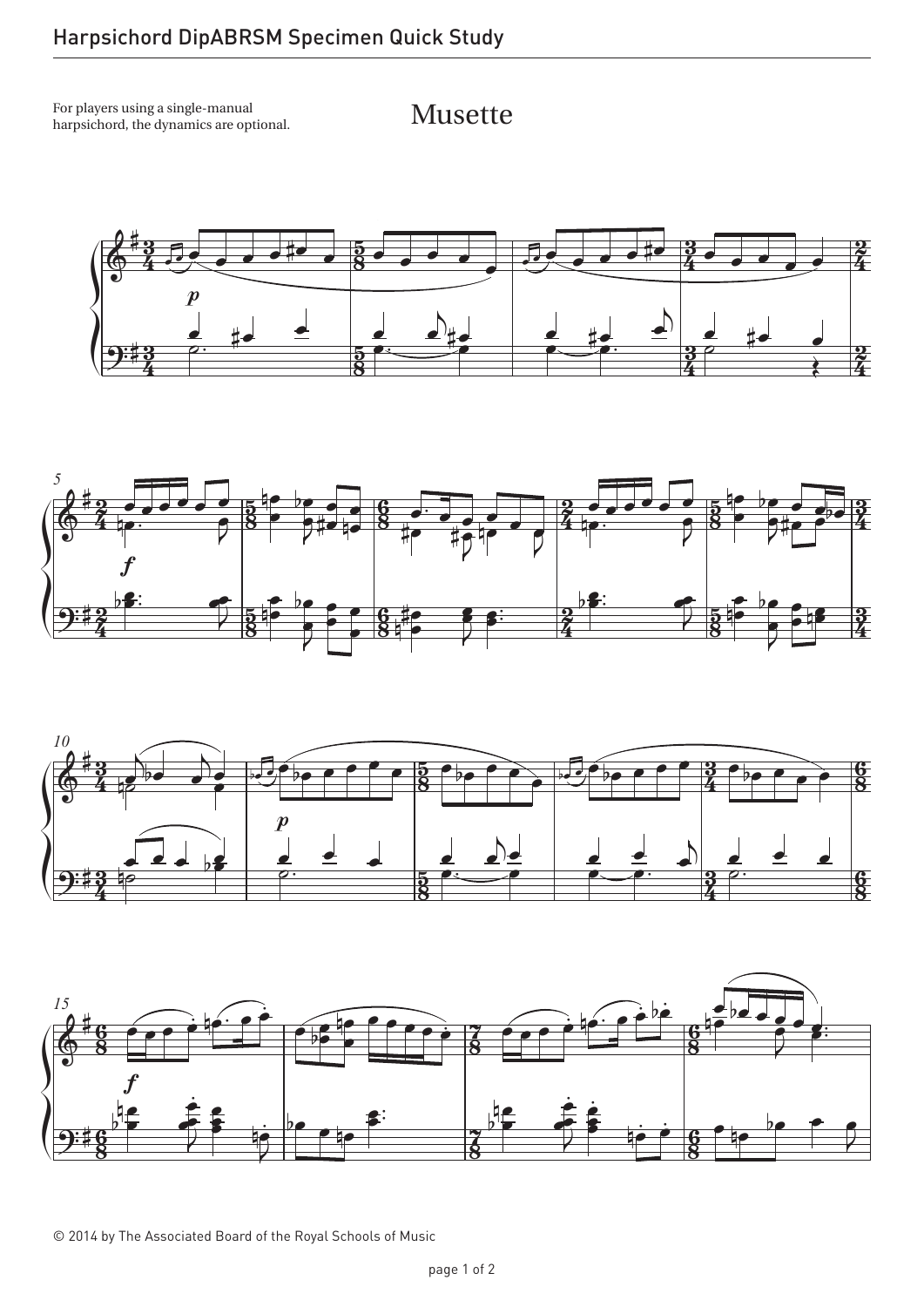# Musette

For players using a single-manual harpsichord, the dynamics are optional.

© 2014 by The Associated Board of the Royal Schools of Music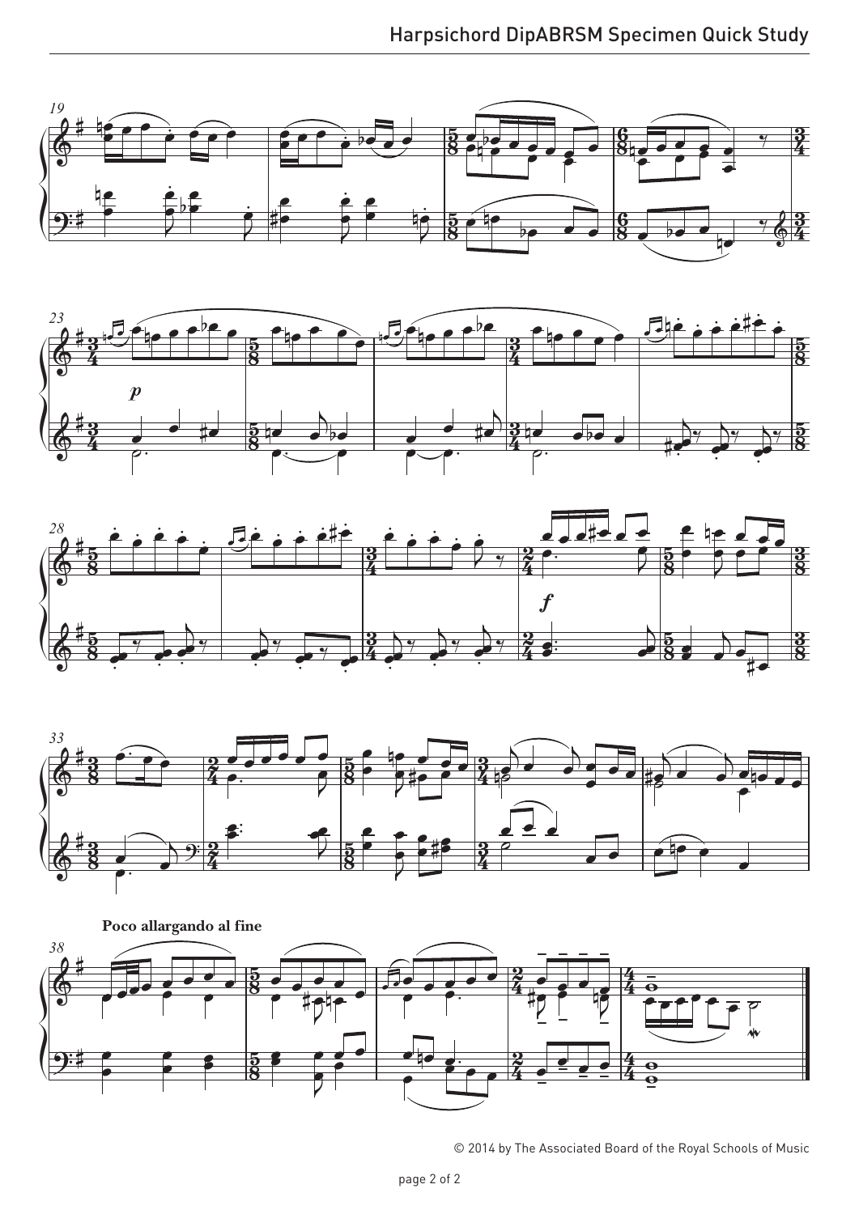Poco allargando al fine

© 2014 by The Associated Board of the Royal Schools of Music